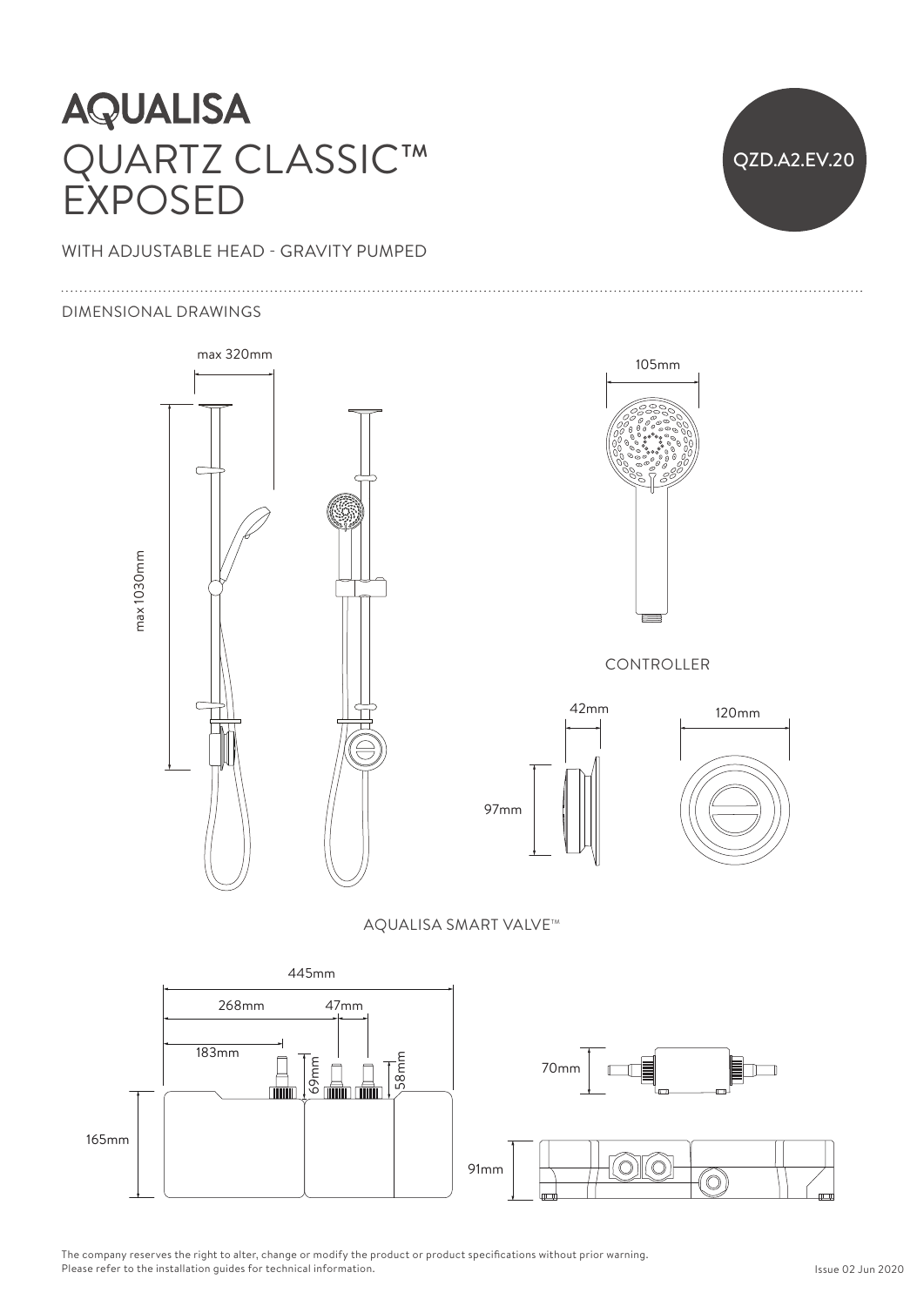# AQUALISA

# QUARTZ CLASSIC™ EXPOSED

QZD.A2.EV.20

WITH ADJUSTABLE HEAD - GRAVITY PUMPED

DIMENSIONAL DRAWINGS

max 320mm

max 1030mm

105mm

CONTROLLER

42mm

120mm

97mm

AQUALISA SMART VALVE™

445mm

268mm

47mm

183mm

69mm

58mm

165mm

70mm

91mm

The company reserves the right to alter, change or modify the product or product specifications without prior warning.
Please refer to the installation guides for technical information.

Issue 02 Jun 2020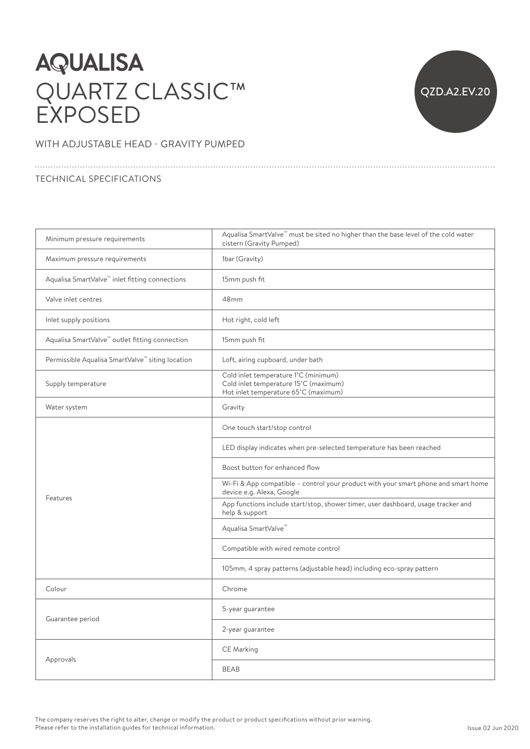# AQUALISA

# QUARTZ CLASSIC™ EXPOSED

QZD.A2.EV.20

WITH ADJUSTABLE HEAD - GRAVITY PUMPED

## TECHNICAL SPECIFICATIONS

| | |
|---|---|
| Minimum pressure requirements | Aqualisa SmartValve™ must be sited no higher than the base level of the cold water cistern (Gravity Pumped) |
| Maximum pressure requirements | 1bar (Gravity) |
| Aqualisa SmartValve™ inlet fitting connections | 15mm push fit |
| Valve inlet centres | 48mm |
| Inlet supply positions | Hot right, cold left |
| Aqualisa SmartValve™ outlet fitting connection | 15mm push fit |
| Permissible Aqualisa SmartValve™ siting location | Loft, airing cupboard, under bath |
| Supply temperature | Cold inlet temperature 1°C (minimum)<br>Cold inlet temperature 15°C (maximum)<br>Hot inlet temperature 65°C (maximum) |
| Water system | Gravity |
| Features | One touch start/stop control |
| | LED display indicates when pre-selected temperature has been reached |
| | Boost button for enhanced flow |
| | Wi-Fi & App compatible – control your product with your smart phone and smart home device e.g. Alexa, Google |
| | App functions include start/stop, shower timer, user dashboard, usage tracker and help & support |
| | Aqualisa SmartValve™ |
| | Compatible with wired remote control |
| | 105mm, 4 spray patterns (adjustable head) including eco-spray pattern |
| Colour | Chrome |
| Guarantee period | 5-year guarantee |
| | 2-year guarantee |
| Approvals | CE Marking |
| | BEAB |

The company reserves the right to alter, change or modify the product or product specifications without prior warning.
Please refer to the installation guides for technical information.

Issue 02 Jun 2020